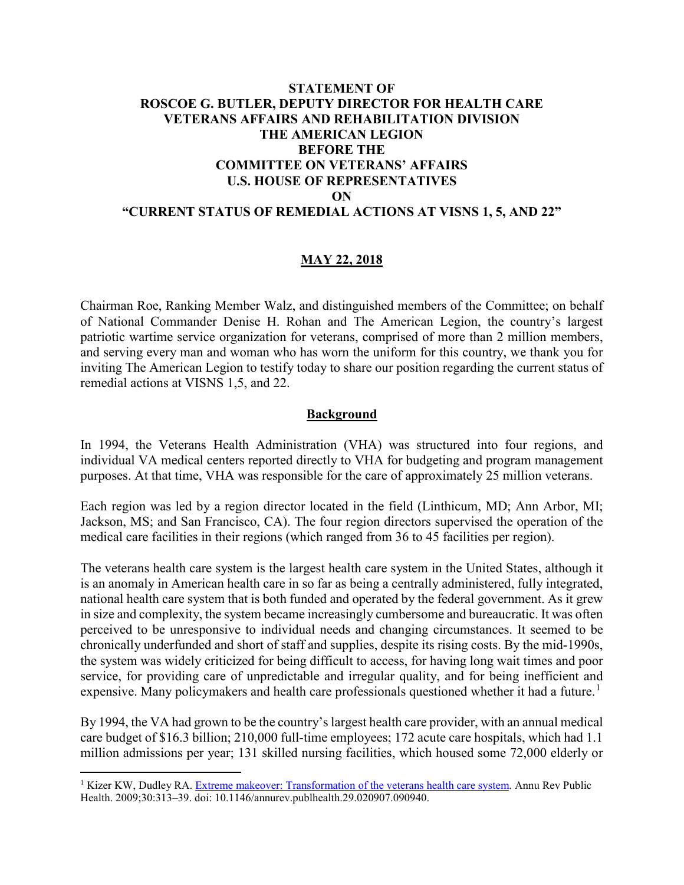**STATEMENT OF**
**ROSCOE G. BUTLER, DEPUTY DIRECTOR FOR HEALTH CARE**
**VETERANS AFFAIRS AND REHABILITATION DIVISION**
**THE AMERICAN LEGION**
**BEFORE THE**
**COMMITTEE ON VETERANS' AFFAIRS**
**U.S. HOUSE OF REPRESENTATIVES**
**ON**
**"CURRENT STATUS OF REMEDIAL ACTIONS AT VISNS 1, 5, AND 22"**

**MAY 22, 2018**

Chairman Roe, Ranking Member Walz, and distinguished members of the Committee; on behalf of National Commander Denise H. Rohan and The American Legion, the country's largest patriotic wartime service organization for veterans, comprised of more than 2 million members, and serving every man and woman who has worn the uniform for this country, we thank you for inviting The American Legion to testify today to share our position regarding the current status of remedial actions at VISNS 1,5, and 22.

## Background

In 1994, the Veterans Health Administration (VHA) was structured into four regions, and individual VA medical centers reported directly to VHA for budgeting and program management purposes. At that time, VHA was responsible for the care of approximately 25 million veterans.

Each region was led by a region director located in the field (Linthicum, MD; Ann Arbor, MI; Jackson, MS; and San Francisco, CA). The four region directors supervised the operation of the medical care facilities in their regions (which ranged from 36 to 45 facilities per region).

The veterans health care system is the largest health care system in the United States, although it is an anomaly in American health care in so far as being a centrally administered, fully integrated, national health care system that is both funded and operated by the federal government. As it grew in size and complexity, the system became increasingly cumbersome and bureaucratic. It was often perceived to be unresponsive to individual needs and changing circumstances. It seemed to be chronically underfunded and short of staff and supplies, despite its rising costs. By the mid-1990s, the system was widely criticized for being difficult to access, for having long wait times and poor service, for providing care of unpredictable and irregular quality, and for being inefficient and expensive. Many policymakers and health care professionals questioned whether it had a future.[1]

By 1994, the VA had grown to be the country's largest health care provider, with an annual medical care budget of $16.3 billion; 210,000 full-time employees; 172 acute care hospitals, which had 1.1 million admissions per year; 131 skilled nursing facilities, which housed some 72,000 elderly or

---

[1] Kizer KW, Dudley RA. Extreme makeover: Transformation of the veterans health care system. Annu Rev Public Health. 2009;30:313–39. doi: 10.1146/annurev.publhealth.29.020907.090940.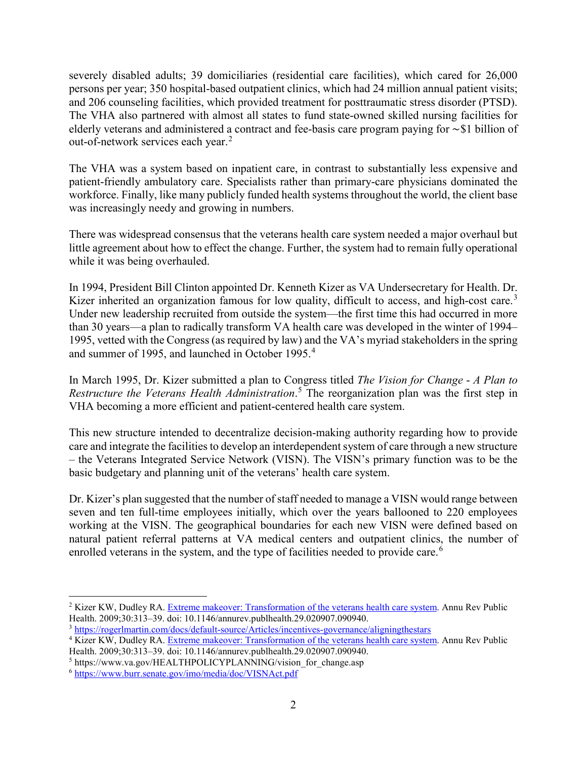severely disabled adults; 39 domiciliaries (residential care facilities), which cared for 26,000 persons per year; 350 hospital-based outpatient clinics, which had 24 million annual patient visits; and 206 counseling facilities, which provided treatment for posttraumatic stress disorder (PTSD). The VHA also partnered with almost all states to fund state-owned skilled nursing facilities for elderly veterans and administered a contract and fee-basis care program paying for ~$1 billion of out-of-network services each year.[2]

The VHA was a system based on inpatient care, in contrast to substantially less expensive and patient-friendly ambulatory care. Specialists rather than primary-care physicians dominated the workforce. Finally, like many publicly funded health systems throughout the world, the client base was increasingly needy and growing in numbers.

There was widespread consensus that the veterans health care system needed a major overhaul but little agreement about how to effect the change. Further, the system had to remain fully operational while it was being overhauled.

In 1994, President Bill Clinton appointed Dr. Kenneth Kizer as VA Undersecretary for Health. Dr. Kizer inherited an organization famous for low quality, difficult to access, and high-cost care.[3] Under new leadership recruited from outside the system—the first time this had occurred in more than 30 years—a plan to radically transform VA health care was developed in the winter of 1994–1995, vetted with the Congress (as required by law) and the VA's myriad stakeholders in the spring and summer of 1995, and launched in October 1995.[4]

In March 1995, Dr. Kizer submitted a plan to Congress titled *The Vision for Change - A Plan to Restructure the Veterans Health Administration*.[5] The reorganization plan was the first step in VHA becoming a more efficient and patient-centered health care system.

This new structure intended to decentralize decision-making authority regarding how to provide care and integrate the facilities to develop an interdependent system of care through a new structure – the Veterans Integrated Service Network (VISN). The VISN's primary function was to be the basic budgetary and planning unit of the veterans' health care system.

Dr. Kizer's plan suggested that the number of staff needed to manage a VISN would range between seven and ten full-time employees initially, which over the years ballooned to 220 employees working at the VISN. The geographical boundaries for each new VISN were defined based on natural patient referral patterns at VA medical centers and outpatient clinics, the number of enrolled veterans in the system, and the type of facilities needed to provide care.[6]

---

[2] Kizer KW, Dudley RA. Extreme makeover: Transformation of the veterans health care system. Annu Rev Public Health. 2009;30:313–39. doi: 10.1146/annurev.publhealth.29.020907.090940.

[3] https://rogerlmartin.com/docs/default-source/Articles/incentives-governance/aligningthestars

[4] Kizer KW, Dudley RA. Extreme makeover: Transformation of the veterans health care system. Annu Rev Public Health. 2009;30:313–39. doi: 10.1146/annurev.publhealth.29.020907.090940.

[5] https://www.va.gov/HEALTHPOLICYPLANNING/vision_for_change.asp

[6] https://www.burr.senate.gov/imo/media/doc/VISNAct.pdf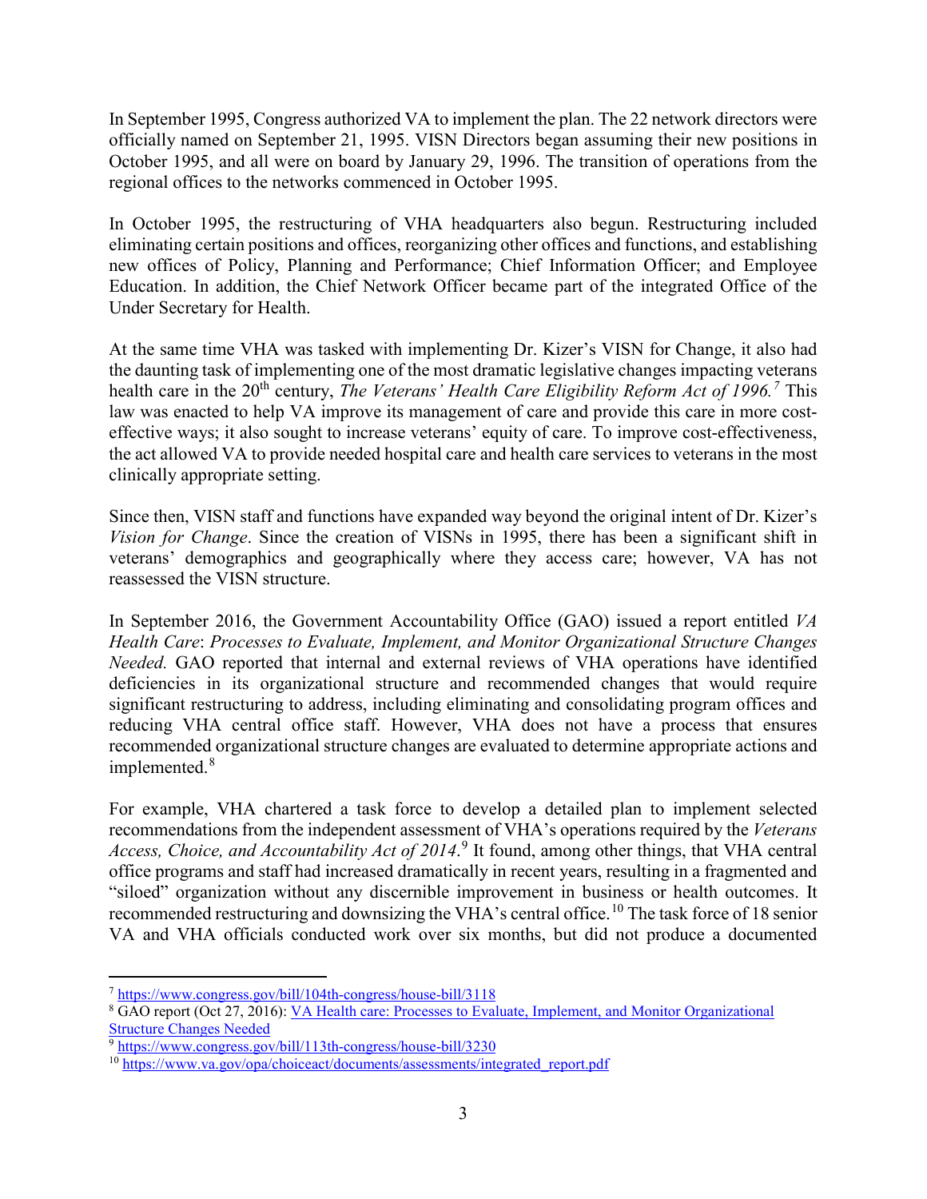In September 1995, Congress authorized VA to implement the plan. The 22 network directors were officially named on September 21, 1995. VISN Directors began assuming their new positions in October 1995, and all were on board by January 29, 1996. The transition of operations from the regional offices to the networks commenced in October 1995.

In October 1995, the restructuring of VHA headquarters also begun. Restructuring included eliminating certain positions and offices, reorganizing other offices and functions, and establishing new offices of Policy, Planning and Performance; Chief Information Officer; and Employee Education. In addition, the Chief Network Officer became part of the integrated Office of the Under Secretary for Health.

At the same time VHA was tasked with implementing Dr. Kizer's VISN for Change, it also had the daunting task of implementing one of the most dramatic legislative changes impacting veterans health care in the 20th century, *The Veterans' Health Care Eligibility Reform Act of 1996.*[7] This law was enacted to help VA improve its management of care and provide this care in more cost-effective ways; it also sought to increase veterans' equity of care. To improve cost-effectiveness, the act allowed VA to provide needed hospital care and health care services to veterans in the most clinically appropriate setting.

Since then, VISN staff and functions have expanded way beyond the original intent of Dr. Kizer's *Vision for Change*. Since the creation of VISNs in 1995, there has been a significant shift in veterans' demographics and geographically where they access care; however, VA has not reassessed the VISN structure.

In September 2016, the Government Accountability Office (GAO) issued a report entitled *VA Health Care*: *Processes to Evaluate, Implement, and Monitor Organizational Structure Changes Needed.* GAO reported that internal and external reviews of VHA operations have identified deficiencies in its organizational structure and recommended changes that would require significant restructuring to address, including eliminating and consolidating program offices and reducing VHA central office staff. However, VHA does not have a process that ensures recommended organizational structure changes are evaluated to determine appropriate actions and implemented.[8]

For example, VHA chartered a task force to develop a detailed plan to implement selected recommendations from the independent assessment of VHA's operations required by the *Veterans Access, Choice, and Accountability Act of 2014*.[9] It found, among other things, that VHA central office programs and staff had increased dramatically in recent years, resulting in a fragmented and "siloed" organization without any discernible improvement in business or health outcomes. It recommended restructuring and downsizing the VHA's central office.[10] The task force of 18 senior VA and VHA officials conducted work over six months, but did not produce a documented

---

[7] https://www.congress.gov/bill/104th-congress/house-bill/3118

[8] GAO report (Oct 27, 2016): VA Health care: Processes to Evaluate, Implement, and Monitor Organizational Structure Changes Needed

[9] https://www.congress.gov/bill/113th-congress/house-bill/3230

[10] https://www.va.gov/opa/choiceact/documents/assessments/integrated_report.pdf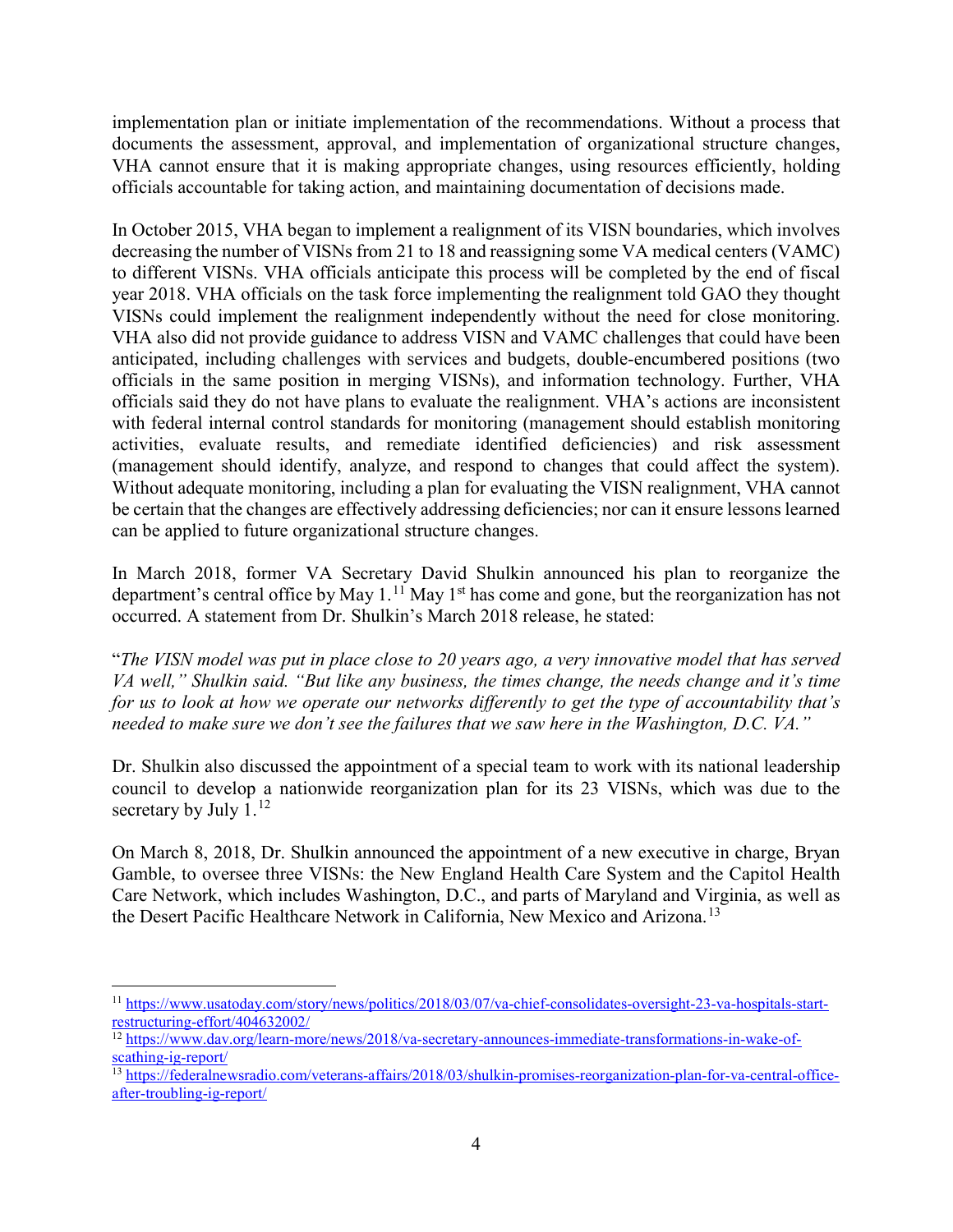implementation plan or initiate implementation of the recommendations. Without a process that documents the assessment, approval, and implementation of organizational structure changes, VHA cannot ensure that it is making appropriate changes, using resources efficiently, holding officials accountable for taking action, and maintaining documentation of decisions made.

In October 2015, VHA began to implement a realignment of its VISN boundaries, which involves decreasing the number of VISNs from 21 to 18 and reassigning some VA medical centers (VAMC) to different VISNs. VHA officials anticipate this process will be completed by the end of fiscal year 2018. VHA officials on the task force implementing the realignment told GAO they thought VISNs could implement the realignment independently without the need for close monitoring. VHA also did not provide guidance to address VISN and VAMC challenges that could have been anticipated, including challenges with services and budgets, double-encumbered positions (two officials in the same position in merging VISNs), and information technology. Further, VHA officials said they do not have plans to evaluate the realignment. VHA's actions are inconsistent with federal internal control standards for monitoring (management should establish monitoring activities, evaluate results, and remediate identified deficiencies) and risk assessment (management should identify, analyze, and respond to changes that could affect the system). Without adequate monitoring, including a plan for evaluating the VISN realignment, VHA cannot be certain that the changes are effectively addressing deficiencies; nor can it ensure lessons learned can be applied to future organizational structure changes.

In March 2018, former VA Secretary David Shulkin announced his plan to reorganize the department's central office by May 1.[11] May 1st has come and gone, but the reorganization has not occurred. A statement from Dr. Shulkin's March 2018 release, he stated:

"*The VISN model was put in place close to 20 years ago, a very innovative model that has served VA well," Shulkin said. "But like any business, the times change, the needs change and it's time for us to look at how we operate our networks differently to get the type of accountability that's needed to make sure we don't see the failures that we saw here in the Washington, D.C. VA."*

Dr. Shulkin also discussed the appointment of a special team to work with its national leadership council to develop a nationwide reorganization plan for its 23 VISNs, which was due to the secretary by July 1.[12]

On March 8, 2018, Dr. Shulkin announced the appointment of a new executive in charge, Bryan Gamble, to oversee three VISNs: the New England Health Care System and the Capitol Health Care Network, which includes Washington, D.C., and parts of Maryland and Virginia, as well as the Desert Pacific Healthcare Network in California, New Mexico and Arizona.[13]

---

[11] https://www.usatoday.com/story/news/politics/2018/03/07/va-chief-consolidates-oversight-23-va-hospitals-start-restructuring-effort/404632002/

[12] https://www.dav.org/learn-more/news/2018/va-secretary-announces-immediate-transformations-in-wake-of-scathing-ig-report/

[13] https://federalnewsradio.com/veterans-affairs/2018/03/shulkin-promises-reorganization-plan-for-va-central-office-after-troubling-ig-report/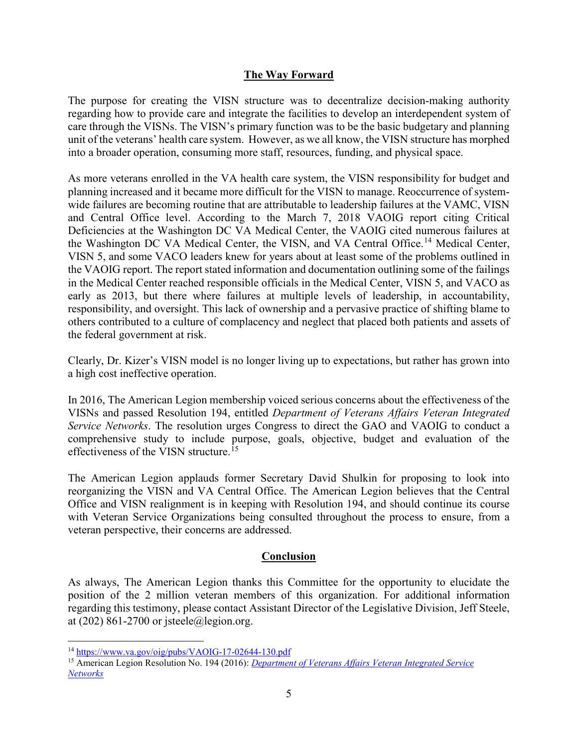## The Way Forward

The purpose for creating the VISN structure was to decentralize decision-making authority regarding how to provide care and integrate the facilities to develop an interdependent system of care through the VISNs. The VISN's primary function was to be the basic budgetary and planning unit of the veterans' health care system. However, as we all know, the VISN structure has morphed into a broader operation, consuming more staff, resources, funding, and physical space.

As more veterans enrolled in the VA health care system, the VISN responsibility for budget and planning increased and it became more difficult for the VISN to manage. Reoccurrence of system-wide failures are becoming routine that are attributable to leadership failures at the VAMC, VISN and Central Office level. According to the March 7, 2018 VAOIG report citing Critical Deficiencies at the Washington DC VA Medical Center, the VAOIG cited numerous failures at the Washington DC VA Medical Center, the VISN, and VA Central Office.[14] Medical Center, VISN 5, and some VACO leaders knew for years about at least some of the problems outlined in the VAOIG report. The report stated information and documentation outlining some of the failings in the Medical Center reached responsible officials in the Medical Center, VISN 5, and VACO as early as 2013, but there where failures at multiple levels of leadership, in accountability, responsibility, and oversight. This lack of ownership and a pervasive practice of shifting blame to others contributed to a culture of complacency and neglect that placed both patients and assets of the federal government at risk.

Clearly, Dr. Kizer's VISN model is no longer living up to expectations, but rather has grown into a high cost ineffective operation.

In 2016, The American Legion membership voiced serious concerns about the effectiveness of the VISNs and passed Resolution 194, entitled *Department of Veterans Affairs Veteran Integrated Service Networks*. The resolution urges Congress to direct the GAO and VAOIG to conduct a comprehensive study to include purpose, goals, objective, budget and evaluation of the effectiveness of the VISN structure.[15]

The American Legion applauds former Secretary David Shulkin for proposing to look into reorganizing the VISN and VA Central Office. The American Legion believes that the Central Office and VISN realignment is in keeping with Resolution 194, and should continue its course with Veteran Service Organizations being consulted throughout the process to ensure, from a veteran perspective, their concerns are addressed.

## Conclusion

As always, The American Legion thanks this Committee for the opportunity to elucidate the position of the 2 million veteran members of this organization. For additional information regarding this testimony, please contact Assistant Director of the Legislative Division, Jeff Steele, at (202) 861-2700 or jsteele@legion.org.

---

[14] https://www.va.gov/oig/pubs/VAOIG-17-02644-130.pdf

[15] American Legion Resolution No. 194 (2016): *Department of Veterans Affairs Veteran Integrated Service Networks*